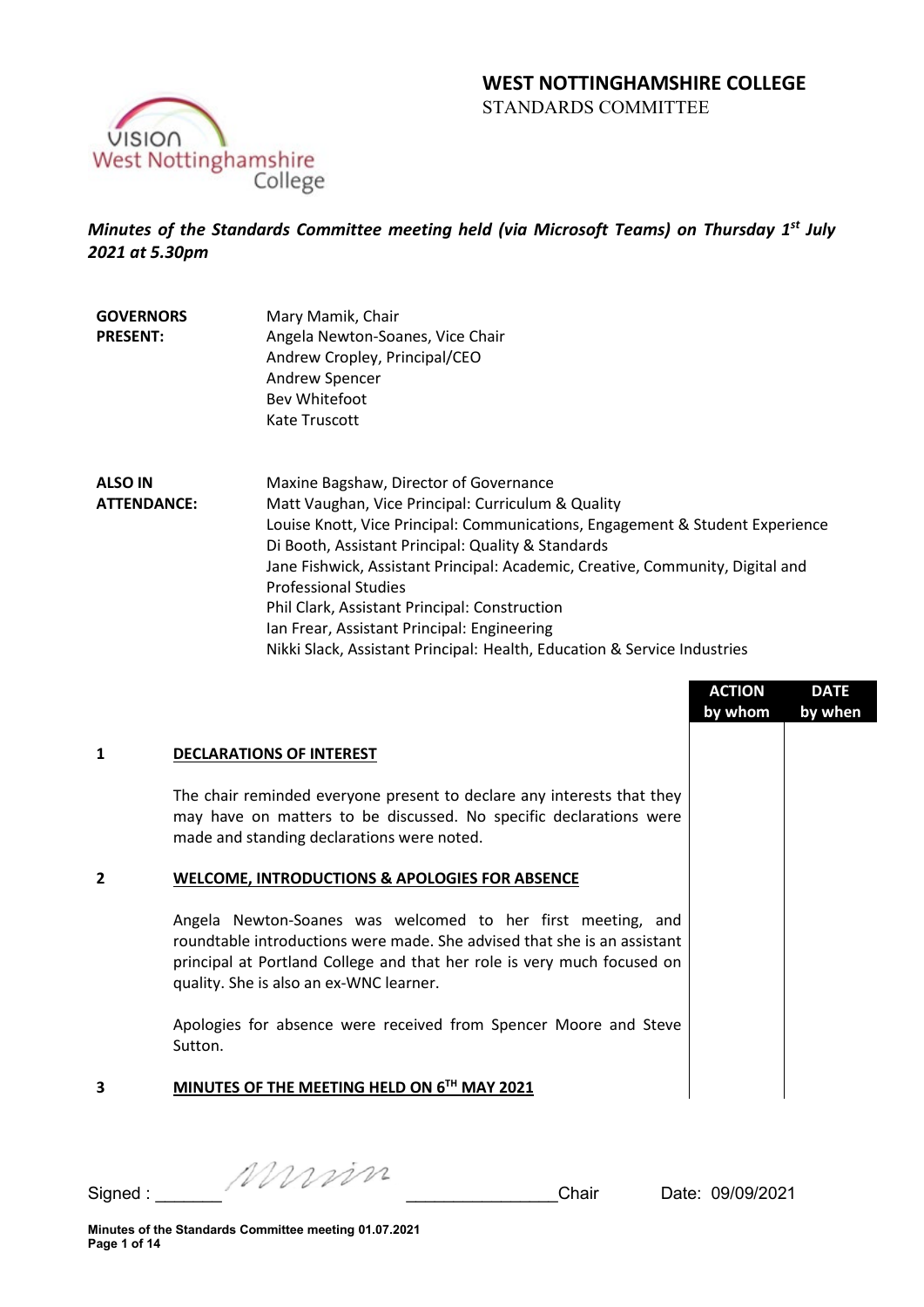# WEST NOTTINGHAMSHIRE COLLEGE

STANDARDS COMMITTEE

*Minutes of the Standards Committee meeting held (via Microsoft Teams) on Thursday 1st July 2021 at 5.30pm*

| | |
|---|---|
| **GOVERNORS PRESENT:** | Mary Mamik, Chair<br>Angela Newton-Soanes, Vice Chair<br>Andrew Cropley, Principal/CEO<br>Andrew Spencer<br>Bev Whitefoot<br>Kate Truscott |
| **ALSO IN ATTENDANCE:** | Maxine Bagshaw, Director of Governance<br>Matt Vaughan, Vice Principal: Curriculum & Quality<br>Louise Knott, Vice Principal: Communications, Engagement & Student Experience<br>Di Booth, Assistant Principal: Quality & Standards<br>Jane Fishwick, Assistant Principal: Academic, Creative, Community, Digital and Professional Studies<br>Phil Clark, Assistant Principal: Construction<br>Ian Frear, Assistant Principal: Engineering<br>Nikki Slack, Assistant Principal: Health, Education & Service Industries |

| | | ACTION by whom | DATE by when |
|---|---|---|---|
| **1** | **DECLARATIONS OF INTEREST** | | |
| | The chair reminded everyone present to declare any interests that they may have on matters to be discussed. No specific declarations were made and standing declarations were noted. | | |
| **2** | **WELCOME, INTRODUCTIONS & APOLOGIES FOR ABSENCE** | | |
| | Angela Newton-Soanes was welcomed to her first meeting, and roundtable introductions were made. She advised that she is an assistant principal at Portland College and that her role is very much focused on quality. She is also an ex-WNC learner. | | |
| | Apologies for absence were received from Spencer Moore and Steve Sutton. | | |
| **3** | **MINUTES OF THE MEETING HELD ON 6TH MAY 2021** | | |

Signed : _______ *[signature]* _______________Chair Date: 09/09/2021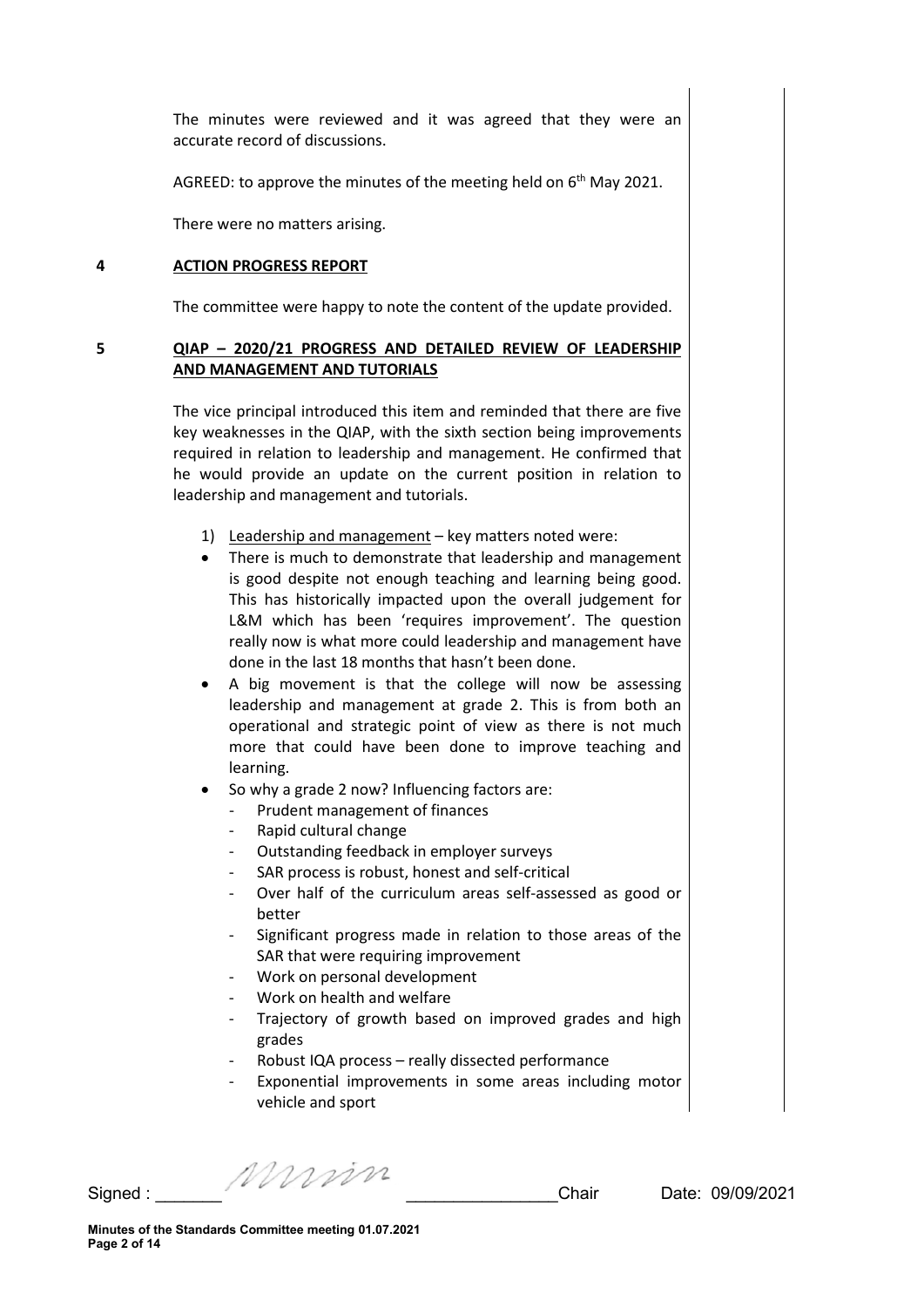The minutes were reviewed and it was agreed that they were an accurate record of discussions.

AGREED: to approve the minutes of the meeting held on 6th May 2021.

There were no matters arising.

## 4 ACTION PROGRESS REPORT

The committee were happy to note the content of the update provided.

## 5 QIAP – 2020/21 PROGRESS AND DETAILED REVIEW OF LEADERSHIP AND MANAGEMENT AND TUTORIALS

The vice principal introduced this item and reminded that there are five key weaknesses in the QIAP, with the sixth section being improvements required in relation to leadership and management. He confirmed that he would provide an update on the current position in relation to leadership and management and tutorials.

1) Leadership and management – key matters noted were:

- There is much to demonstrate that leadership and management is good despite not enough teaching and learning being good. This has historically impacted upon the overall judgement for L&M which has been 'requires improvement'. The question really now is what more could leadership and management have done in the last 18 months that hasn't been done.
- A big movement is that the college will now be assessing leadership and management at grade 2. This is from both an operational and strategic point of view as there is not much more that could have been done to improve teaching and learning.
- So why a grade 2 now? Influencing factors are:
  - Prudent management of finances
  - Rapid cultural change
  - Outstanding feedback in employer surveys
  - SAR process is robust, honest and self-critical
  - Over half of the curriculum areas self-assessed as good or better
  - Significant progress made in relation to those areas of the SAR that were requiring improvement
  - Work on personal development
  - Work on health and welfare
  - Trajectory of growth based on improved grades and high grades
  - Robust IQA process – really dissected performance
  - Exponential improvements in some areas including motor vehicle and sport

Signed : _______ _______________Chair Date: 09/09/2021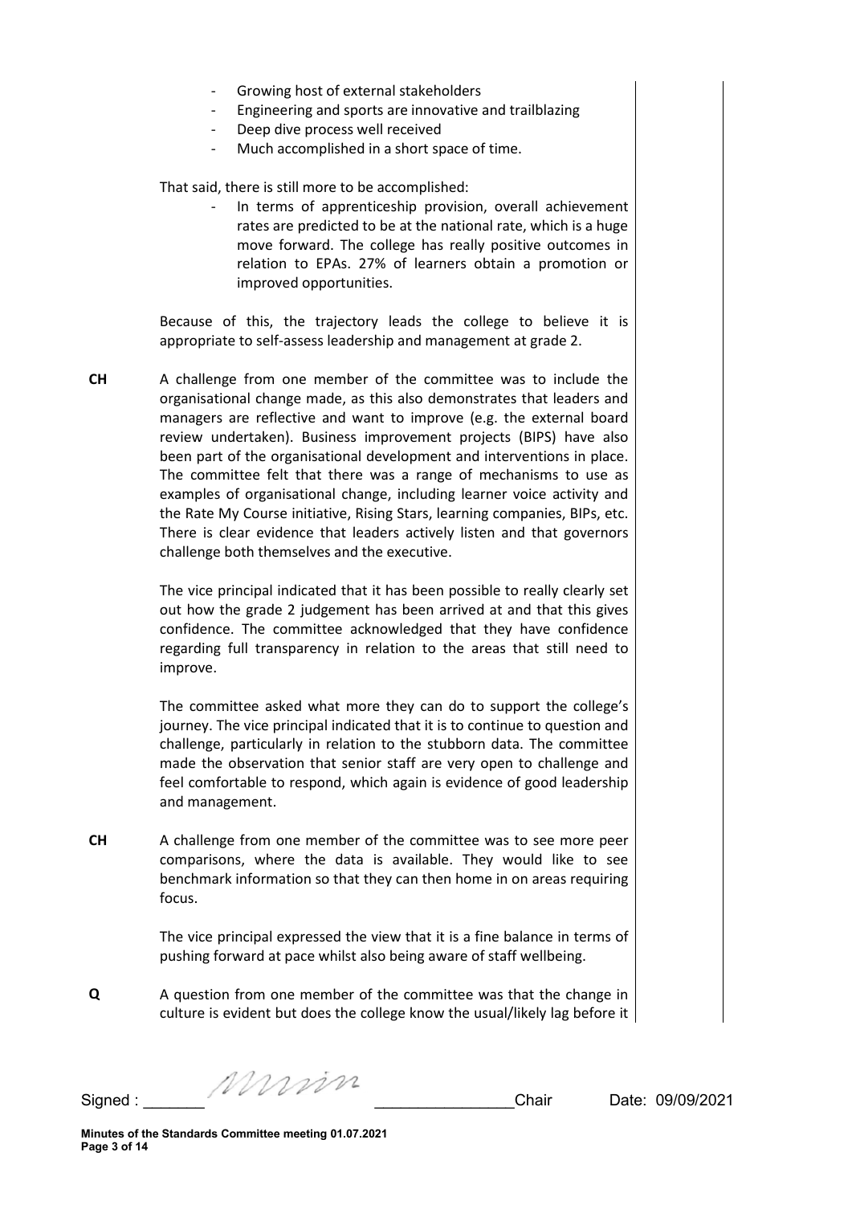- Growing host of external stakeholders
- Engineering and sports are innovative and trailblazing
- Deep dive process well received
- Much accomplished in a short space of time.

That said, there is still more to be accomplished:

- In terms of apprenticeship provision, overall achievement rates are predicted to be at the national rate, which is a huge move forward. The college has really positive outcomes in relation to EPAs. 27% of learners obtain a promotion or improved opportunities.

Because of this, the trajectory leads the college to believe it is appropriate to self-assess leadership and management at grade 2.

**CH** A challenge from one member of the committee was to include the organisational change made, as this also demonstrates that leaders and managers are reflective and want to improve (e.g. the external board review undertaken). Business improvement projects (BIPS) have also been part of the organisational development and interventions in place. The committee felt that there was a range of mechanisms to use as examples of organisational change, including learner voice activity and the Rate My Course initiative, Rising Stars, learning companies, BIPs, etc. There is clear evidence that leaders actively listen and that governors challenge both themselves and the executive.

The vice principal indicated that it has been possible to really clearly set out how the grade 2 judgement has been arrived at and that this gives confidence. The committee acknowledged that they have confidence regarding full transparency in relation to the areas that still need to improve.

The committee asked what more they can do to support the college's journey. The vice principal indicated that it is to continue to question and challenge, particularly in relation to the stubborn data. The committee made the observation that senior staff are very open to challenge and feel comfortable to respond, which again is evidence of good leadership and management.

**CH** A challenge from one member of the committee was to see more peer comparisons, where the data is available. They would like to see benchmark information so that they can then home in on areas requiring focus.

The vice principal expressed the view that it is a fine balance in terms of pushing forward at pace whilst also being aware of staff wellbeing.

**Q** A question from one member of the committee was that the change in culture is evident but does the college know the usual/likely lag before it

Signed : _______ _______________Chair Date: 09/09/2021

**Minutes of the Standards Committee meeting 01.07.2021**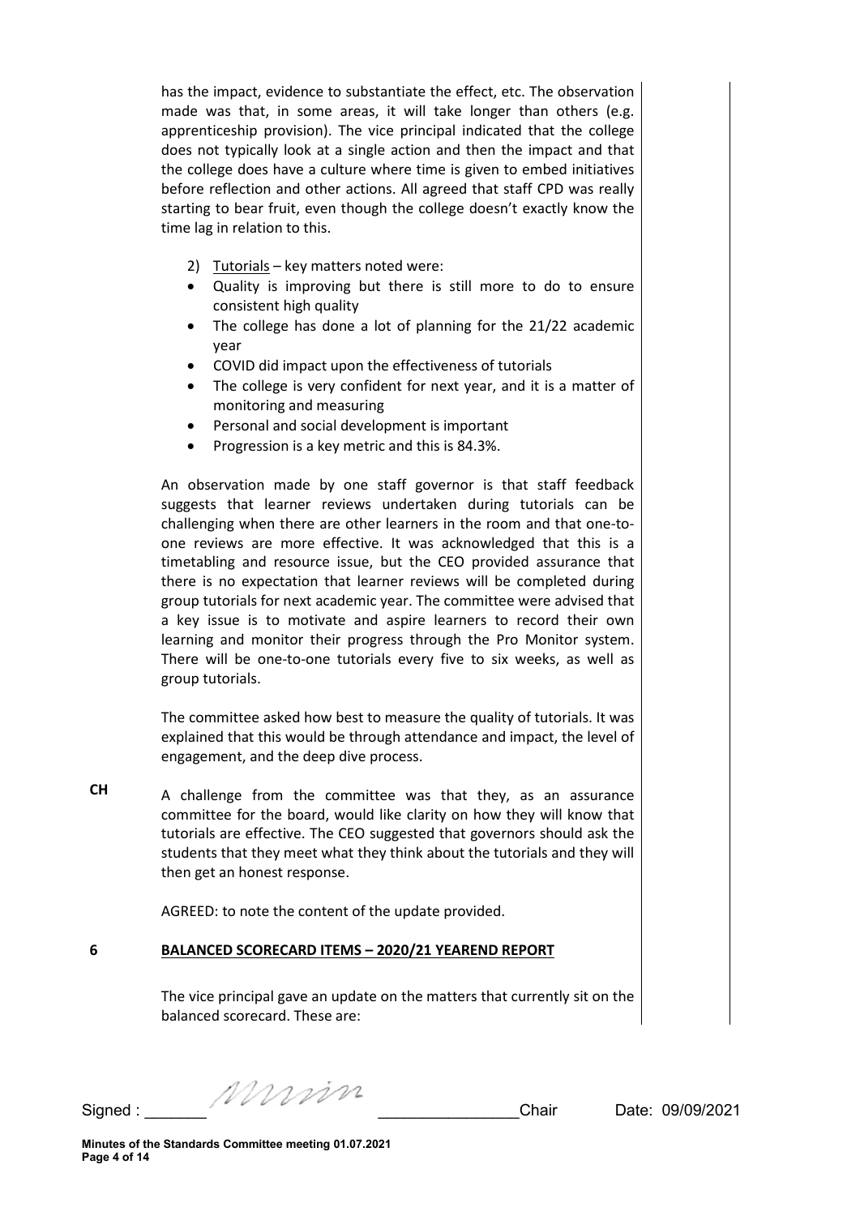has the impact, evidence to substantiate the effect, etc. The observation made was that, in some areas, it will take longer than others (e.g. apprenticeship provision). The vice principal indicated that the college does not typically look at a single action and then the impact and that the college does have a culture where time is given to embed initiatives before reflection and other actions. All agreed that staff CPD was really starting to bear fruit, even though the college doesn't exactly know the time lag in relation to this.

2) Tutorials – key matters noted were:

- Quality is improving but there is still more to do to ensure consistent high quality
- The college has done a lot of planning for the 21/22 academic year
- COVID did impact upon the effectiveness of tutorials
- The college is very confident for next year, and it is a matter of monitoring and measuring
- Personal and social development is important
- Progression is a key metric and this is 84.3%.

An observation made by one staff governor is that staff feedback suggests that learner reviews undertaken during tutorials can be challenging when there are other learners in the room and that one-to-one reviews are more effective. It was acknowledged that this is a timetabling and resource issue, but the CEO provided assurance that there is no expectation that learner reviews will be completed during group tutorials for next academic year. The committee were advised that a key issue is to motivate and aspire learners to record their own learning and monitor their progress through the Pro Monitor system. There will be one-to-one tutorials every five to six weeks, as well as group tutorials.

The committee asked how best to measure the quality of tutorials. It was explained that this would be through attendance and impact, the level of engagement, and the deep dive process.

**CH** A challenge from the committee was that they, as an assurance committee for the board, would like clarity on how they will know that tutorials are effective. The CEO suggested that governors should ask the students that they meet what they think about the tutorials and they will then get an honest response.

AGREED: to note the content of the update provided.

## 6 BALANCED SCORECARD ITEMS – 2020/21 YEAREND REPORT

The vice principal gave an update on the matters that currently sit on the balanced scorecard. These are:

Signed : \_\_\_\_\_\_\_ [signature] \_\_\_\_\_\_\_\_\_\_\_\_\_\_\_\_ Chair Date: 09/09/2021

**Minutes of the Standards Committee meeting 01.07.2021**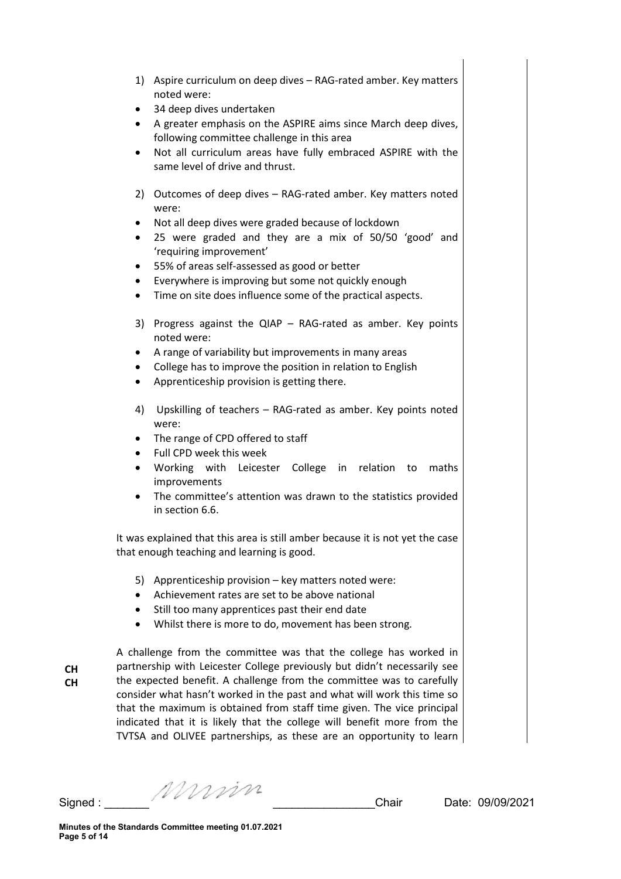1) Aspire curriculum on deep dives – RAG-rated amber. Key matters noted were:
- 34 deep dives undertaken
- A greater emphasis on the ASPIRE aims since March deep dives, following committee challenge in this area
- Not all curriculum areas have fully embraced ASPIRE with the same level of drive and thrust.

2) Outcomes of deep dives – RAG-rated amber. Key matters noted were:
- Not all deep dives were graded because of lockdown
- 25 were graded and they are a mix of 50/50 'good' and 'requiring improvement'
- 55% of areas self-assessed as good or better
- Everywhere is improving but some not quickly enough
- Time on site does influence some of the practical aspects.

3) Progress against the QIAP – RAG-rated as amber. Key points noted were:
- A range of variability but improvements in many areas
- College has to improve the position in relation to English
- Apprenticeship provision is getting there.

4) Upskilling of teachers – RAG-rated as amber. Key points noted were:
- The range of CPD offered to staff
- Full CPD week this week
- Working with Leicester College in relation to maths improvements
- The committee's attention was drawn to the statistics provided in section 6.6.

It was explained that this area is still amber because it is not yet the case that enough teaching and learning is good.

5) Apprenticeship provision – key matters noted were:
- Achievement rates are set to be above national
- Still too many apprentices past their end date
- Whilst there is more to do, movement has been strong.

**CH**
**CH**

A challenge from the committee was that the college has worked in partnership with Leicester College previously but didn't necessarily see the expected benefit. A challenge from the committee was to carefully consider what hasn't worked in the past and what will work this time so that the maximum is obtained from staff time given. The vice principal indicated that it is likely that the college will benefit more from the TVTSA and OLIVEE partnerships, as these are an opportunity to learn

Signed : _______ _______________ Chair Date: 09/09/2021

Minutes of the Standards Committee meeting 01.07.2021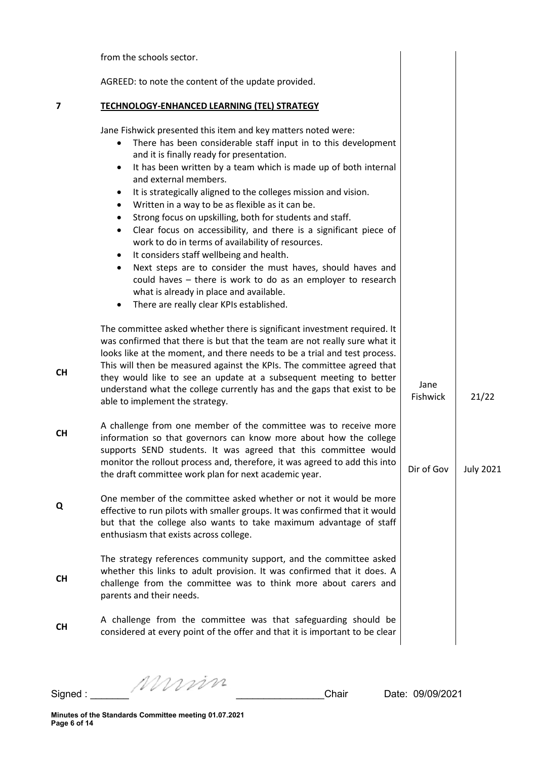from the schools sector.

AGREED: to note the content of the update provided.

**7 TECHNOLOGY-ENHANCED LEARNING (TEL) STRATEGY**

Jane Fishwick presented this item and key matters noted were:

- There has been considerable staff input in to this development and it is finally ready for presentation.
- It has been written by a team which is made up of both internal and external members.
- It is strategically aligned to the colleges mission and vision.
- Written in a way to be as flexible as it can be.
- Strong focus on upskilling, both for students and staff.
- Clear focus on accessibility, and there is a significant piece of work to do in terms of availability of resources.
- It considers staff wellbeing and health.
- Next steps are to consider the must haves, should haves and could haves – there is work to do as an employer to research what is already in place and available.
- There are really clear KPIs established.

| | | | |
|---|---|---|---|
| CH | The committee asked whether there is significant investment required. It was confirmed that there is but that the team are not really sure what it looks like at the moment, and there needs to be a trial and test process. This will then be measured against the KPIs. The committee agreed that they would like to see an update at a subsequent meeting to better understand what the college currently has and the gaps that exist to be able to implement the strategy. | Jane Fishwick | 21/22 |
| CH | A challenge from one member of the committee was to receive more information so that governors can know more about how the college supports SEND students. It was agreed that this committee would monitor the rollout process and, therefore, it was agreed to add this into the draft committee work plan for next academic year. | Dir of Gov | July 2021 |
| Q | One member of the committee asked whether or not it would be more effective to run pilots with smaller groups. It was confirmed that it would but that the college also wants to take maximum advantage of staff enthusiasm that exists across college. | | |
| CH | The strategy references community support, and the committee asked whether this links to adult provision. It was confirmed that it does. A challenge from the committee was to think more about carers and parents and their needs. | | |
| CH | A challenge from the committee was that safeguarding should be considered at every point of the offer and that it is important to be clear | | |

Signed : _______ _______________ Chair Date: 09/09/2021

Minutes of the Standards Committee meeting 01.07.2021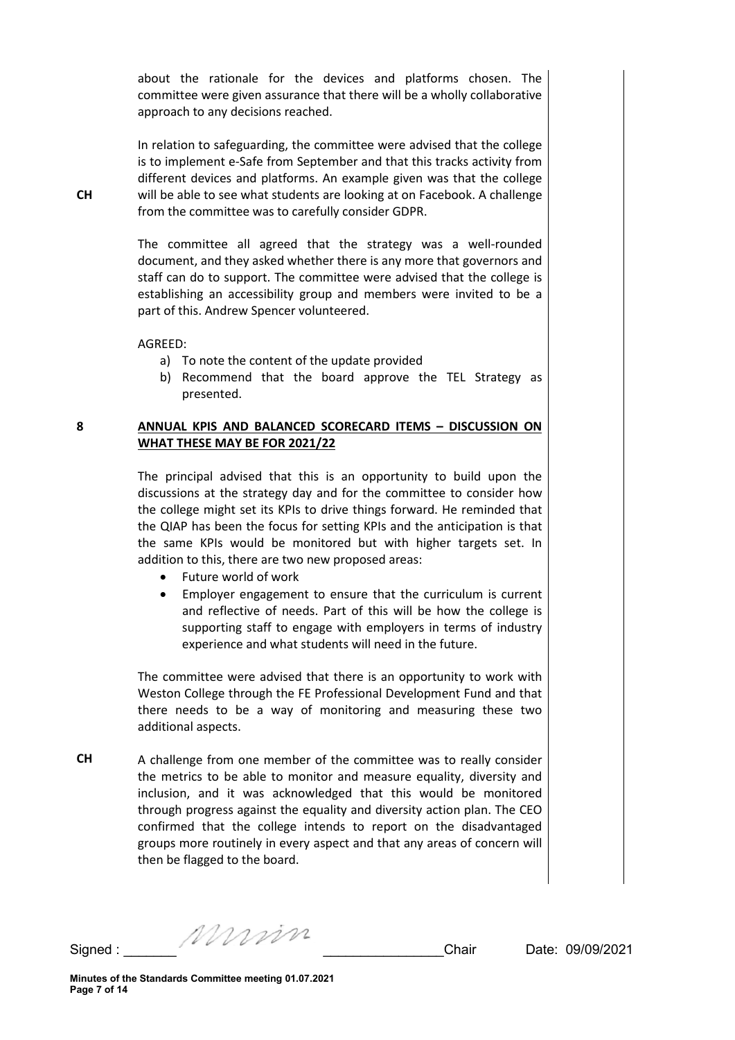about the rationale for the devices and platforms chosen. The committee were given assurance that there will be a wholly collaborative approach to any decisions reached.

**CH** In relation to safeguarding, the committee were advised that the college is to implement e-Safe from September and that this tracks activity from different devices and platforms. An example given was that the college will be able to see what students are looking at on Facebook. A challenge from the committee was to carefully consider GDPR.

The committee all agreed that the strategy was a well-rounded document, and they asked whether there is any more that governors and staff can do to support. The committee were advised that the college is establishing an accessibility group and members were invited to be a part of this. Andrew Spencer volunteered.

AGREED:

a) To note the content of the update provided
b) Recommend that the board approve the TEL Strategy as presented.

## 8 ANNUAL KPIS AND BALANCED SCORECARD ITEMS – DISCUSSION ON WHAT THESE MAY BE FOR 2021/22

The principal advised that this is an opportunity to build upon the discussions at the strategy day and for the committee to consider how the college might set its KPIs to drive things forward. He reminded that the QIAP has been the focus for setting KPIs and the anticipation is that the same KPIs would be monitored but with higher targets set. In addition to this, there are two new proposed areas:

- Future world of work
- Employer engagement to ensure that the curriculum is current and reflective of needs. Part of this will be how the college is supporting staff to engage with employers in terms of industry experience and what students will need in the future.

The committee were advised that there is an opportunity to work with Weston College through the FE Professional Development Fund and that there needs to be a way of monitoring and measuring these two additional aspects.

**CH** A challenge from one member of the committee was to really consider the metrics to be able to monitor and measure equality, diversity and inclusion, and it was acknowledged that this would be monitored through progress against the equality and diversity action plan. The CEO confirmed that the college intends to report on the disadvantaged groups more routinely in every aspect and that any areas of concern will then be flagged to the board.

Signed : _______ [signature] ________________Chair Date: 09/09/2021

**Minutes of the Standards Committee meeting 01.07.2021**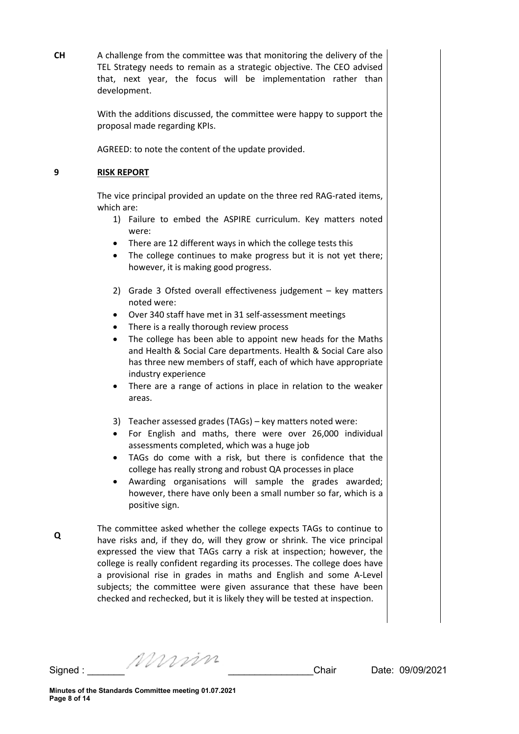**CH** A challenge from the committee was that monitoring the delivery of the TEL Strategy needs to remain as a strategic objective. The CEO advised that, next year, the focus will be implementation rather than development.

With the additions discussed, the committee were happy to support the proposal made regarding KPIs.

AGREED: to note the content of the update provided.

## 9 RISK REPORT

The vice principal provided an update on the three red RAG-rated items, which are:

1) Failure to embed the ASPIRE curriculum. Key matters noted were:
   - There are 12 different ways in which the college tests this
   - The college continues to make progress but it is not yet there; however, it is making good progress.

2) Grade 3 Ofsted overall effectiveness judgement – key matters noted were:
   - Over 340 staff have met in 31 self-assessment meetings
   - There is a really thorough review process
   - The college has been able to appoint new heads for the Maths and Health & Social Care departments. Health & Social Care also has three new members of staff, each of which have appropriate industry experience
   - There are a range of actions in place in relation to the weaker areas.

3) Teacher assessed grades (TAGs) – key matters noted were:
   - For English and maths, there were over 26,000 individual assessments completed, which was a huge job
   - TAGs do come with a risk, but there is confidence that the college has really strong and robust QA processes in place
   - Awarding organisations will sample the grades awarded; however, there have only been a small number so far, which is a positive sign.

**Q** The committee asked whether the college expects TAGs to continue to have risks and, if they do, will they grow or shrink. The vice principal expressed the view that TAGs carry a risk at inspection; however, the college is really confident regarding its processes. The college does have a provisional rise in grades in maths and English and some A-Level subjects; the committee were given assurance that these have been checked and rechecked, but it is likely they will be tested at inspection.

Signed : _______ [signature] _______________Chair Date: 09/09/2021

Minutes of the Standards Committee meeting 01.07.2021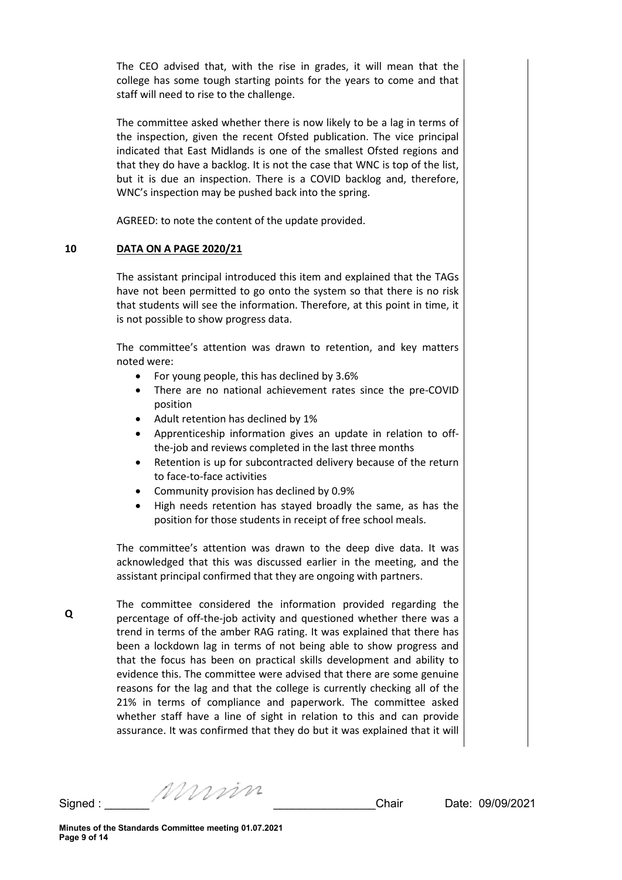The CEO advised that, with the rise in grades, it will mean that the college has some tough starting points for the years to come and that staff will need to rise to the challenge.

The committee asked whether there is now likely to be a lag in terms of the inspection, given the recent Ofsted publication. The vice principal indicated that East Midlands is one of the smallest Ofsted regions and that they do have a backlog. It is not the case that WNC is top of the list, but it is due an inspection. There is a COVID backlog and, therefore, WNC's inspection may be pushed back into the spring.

AGREED: to note the content of the update provided.

## 10 DATA ON A PAGE 2020/21

The assistant principal introduced this item and explained that the TAGs have not been permitted to go onto the system so that there is no risk that students will see the information. Therefore, at this point in time, it is not possible to show progress data.

The committee's attention was drawn to retention, and key matters noted were:

- For young people, this has declined by 3.6%
- There are no national achievement rates since the pre-COVID position
- Adult retention has declined by 1%
- Apprenticeship information gives an update in relation to off-the-job and reviews completed in the last three months
- Retention is up for subcontracted delivery because of the return to face-to-face activities
- Community provision has declined by 0.9%
- High needs retention has stayed broadly the same, as has the position for those students in receipt of free school meals.

The committee's attention was drawn to the deep dive data. It was acknowledged that this was discussed earlier in the meeting, and the assistant principal confirmed that they are ongoing with partners.

**Q**

The committee considered the information provided regarding the percentage of off-the-job activity and questioned whether there was a trend in terms of the amber RAG rating. It was explained that there has been a lockdown lag in terms of not being able to show progress and that the focus has been on practical skills development and ability to evidence this. The committee were advised that there are some genuine reasons for the lag and that the college is currently checking all of the 21% in terms of compliance and paperwork. The committee asked whether staff have a line of sight in relation to this and can provide assurance. It was confirmed that they do but it was explained that it will

Signed : _______ Chair Date: 09/09/2021

Minutes of the Standards Committee meeting 01.07.2021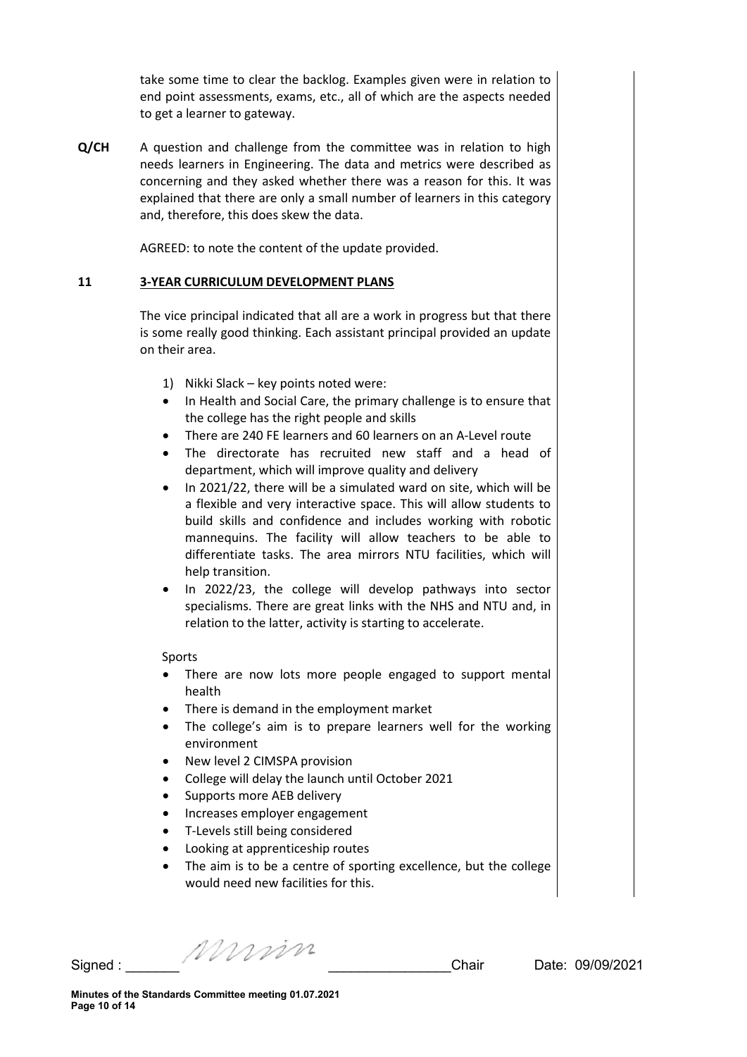take some time to clear the backlog. Examples given were in relation to end point assessments, exams, etc., all of which are the aspects needed to get a learner to gateway.

**Q/CH** A question and challenge from the committee was in relation to high needs learners in Engineering. The data and metrics were described as concerning and they asked whether there was a reason for this. It was explained that there are only a small number of learners in this category and, therefore, this does skew the data.

AGREED: to note the content of the update provided.

## 11 3-YEAR CURRICULUM DEVELOPMENT PLANS

The vice principal indicated that all are a work in progress but that there is some really good thinking. Each assistant principal provided an update on their area.

1) Nikki Slack – key points noted were:

- In Health and Social Care, the primary challenge is to ensure that the college has the right people and skills
- There are 240 FE learners and 60 learners on an A-Level route
- The directorate has recruited new staff and a head of department, which will improve quality and delivery
- In 2021/22, there will be a simulated ward on site, which will be a flexible and very interactive space. This will allow students to build skills and confidence and includes working with robotic mannequins. The facility will allow teachers to be able to differentiate tasks. The area mirrors NTU facilities, which will help transition.
- In 2022/23, the college will develop pathways into sector specialisms. There are great links with the NHS and NTU and, in relation to the latter, activity is starting to accelerate.

Sports

- There are now lots more people engaged to support mental health
- There is demand in the employment market
- The college's aim is to prepare learners well for the working environment
- New level 2 CIMSPA provision
- College will delay the launch until October 2021
- Supports more AEB delivery
- Increases employer engagement
- T-Levels still being considered
- Looking at apprenticeship routes
- The aim is to be a centre of sporting excellence, but the college would need new facilities for this.

Signed : \_\_\_\_\_\_\_ *[signature]* \_\_\_\_\_\_\_\_\_\_\_\_\_\_\_\_Chair Date: 09/09/2021

**Minutes of the Standards Committee meeting 01.07.2021**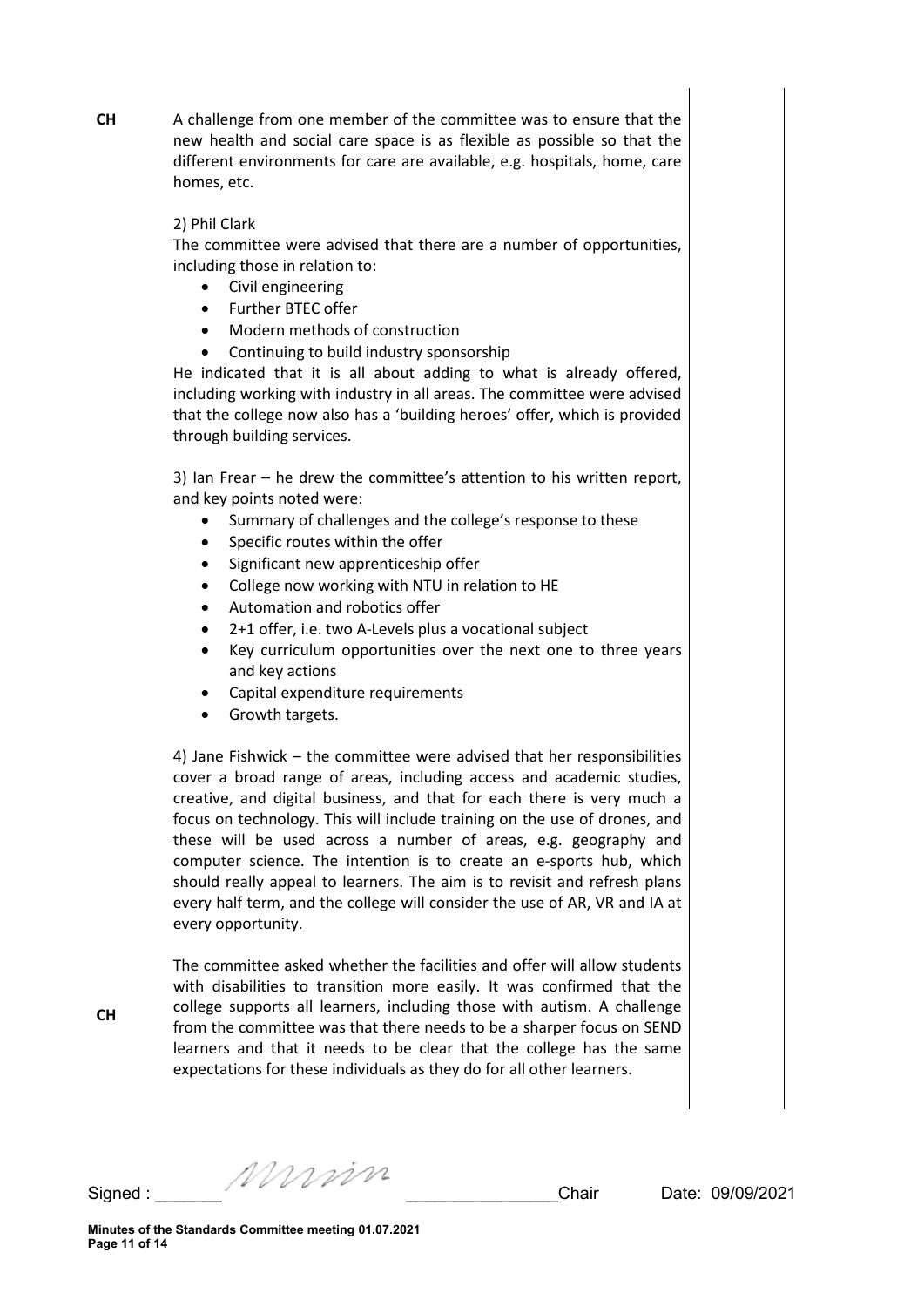**CH** A challenge from one member of the committee was to ensure that the new health and social care space is as flexible as possible so that the different environments for care are available, e.g. hospitals, home, care homes, etc.

2) Phil Clark

The committee were advised that there are a number of opportunities, including those in relation to:

- Civil engineering
- Further BTEC offer
- Modern methods of construction
- Continuing to build industry sponsorship

He indicated that it is all about adding to what is already offered, including working with industry in all areas. The committee were advised that the college now also has a 'building heroes' offer, which is provided through building services.

3) Ian Frear – he drew the committee's attention to his written report, and key points noted were:

- Summary of challenges and the college's response to these
- Specific routes within the offer
- Significant new apprenticeship offer
- College now working with NTU in relation to HE
- Automation and robotics offer
- 2+1 offer, i.e. two A-Levels plus a vocational subject
- Key curriculum opportunities over the next one to three years and key actions
- Capital expenditure requirements
- Growth targets.

4) Jane Fishwick – the committee were advised that her responsibilities cover a broad range of areas, including access and academic studies, creative, and digital business, and that for each there is very much a focus on technology. This will include training on the use of drones, and these will be used across a number of areas, e.g. geography and computer science. The intention is to create an e-sports hub, which should really appeal to learners. The aim is to revisit and refresh plans every half term, and the college will consider the use of AR, VR and IA at every opportunity.

**CH** The committee asked whether the facilities and offer will allow students with disabilities to transition more easily. It was confirmed that the college supports all learners, including those with autism. A challenge from the committee was that there needs to be a sharper focus on SEND learners and that it needs to be clear that the college has the same expectations for these individuals as they do for all other learners.

Signed : _______ _______________Chair Date: 09/09/2021

**Minutes of the Standards Committee meeting 01.07.2021**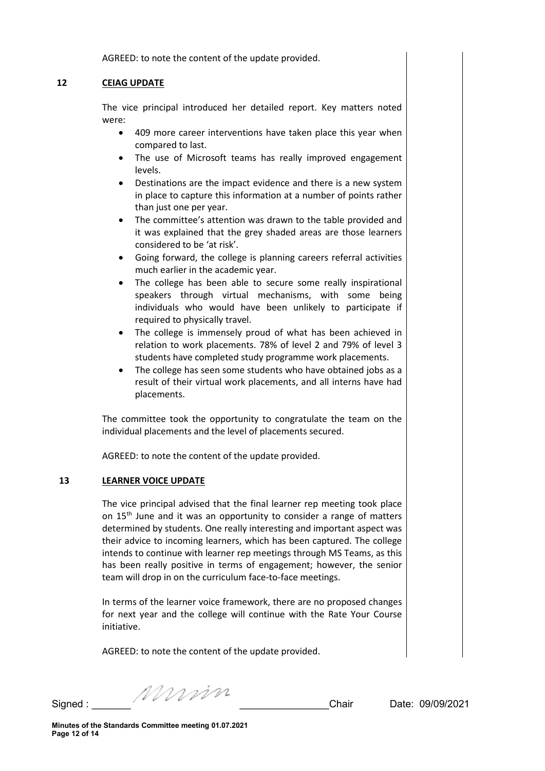AGREED: to note the content of the update provided.

## 12 CEIAG UPDATE

The vice principal introduced her detailed report. Key matters noted were:

- 409 more career interventions have taken place this year when compared to last.
- The use of Microsoft teams has really improved engagement levels.
- Destinations are the impact evidence and there is a new system in place to capture this information at a number of points rather than just one per year.
- The committee's attention was drawn to the table provided and it was explained that the grey shaded areas are those learners considered to be 'at risk'.
- Going forward, the college is planning careers referral activities much earlier in the academic year.
- The college has been able to secure some really inspirational speakers through virtual mechanisms, with some being individuals who would have been unlikely to participate if required to physically travel.
- The college is immensely proud of what has been achieved in relation to work placements. 78% of level 2 and 79% of level 3 students have completed study programme work placements.
- The college has seen some students who have obtained jobs as a result of their virtual work placements, and all interns have had placements.

The committee took the opportunity to congratulate the team on the individual placements and the level of placements secured.

AGREED: to note the content of the update provided.

## 13 LEARNER VOICE UPDATE

The vice principal advised that the final learner rep meeting took place on 15th June and it was an opportunity to consider a range of matters determined by students. One really interesting and important aspect was their advice to incoming learners, which has been captured. The college intends to continue with learner rep meetings through MS Teams, as this has been really positive in terms of engagement; however, the senior team will drop in on the curriculum face-to-face meetings.

In terms of the learner voice framework, there are no proposed changes for next year and the college will continue with the Rate Your Course initiative.

AGREED: to note the content of the update provided.

Signed : _______ [signature] _______________Chair Date: 09/09/2021

Minutes of the Standards Committee meeting 01.07.2021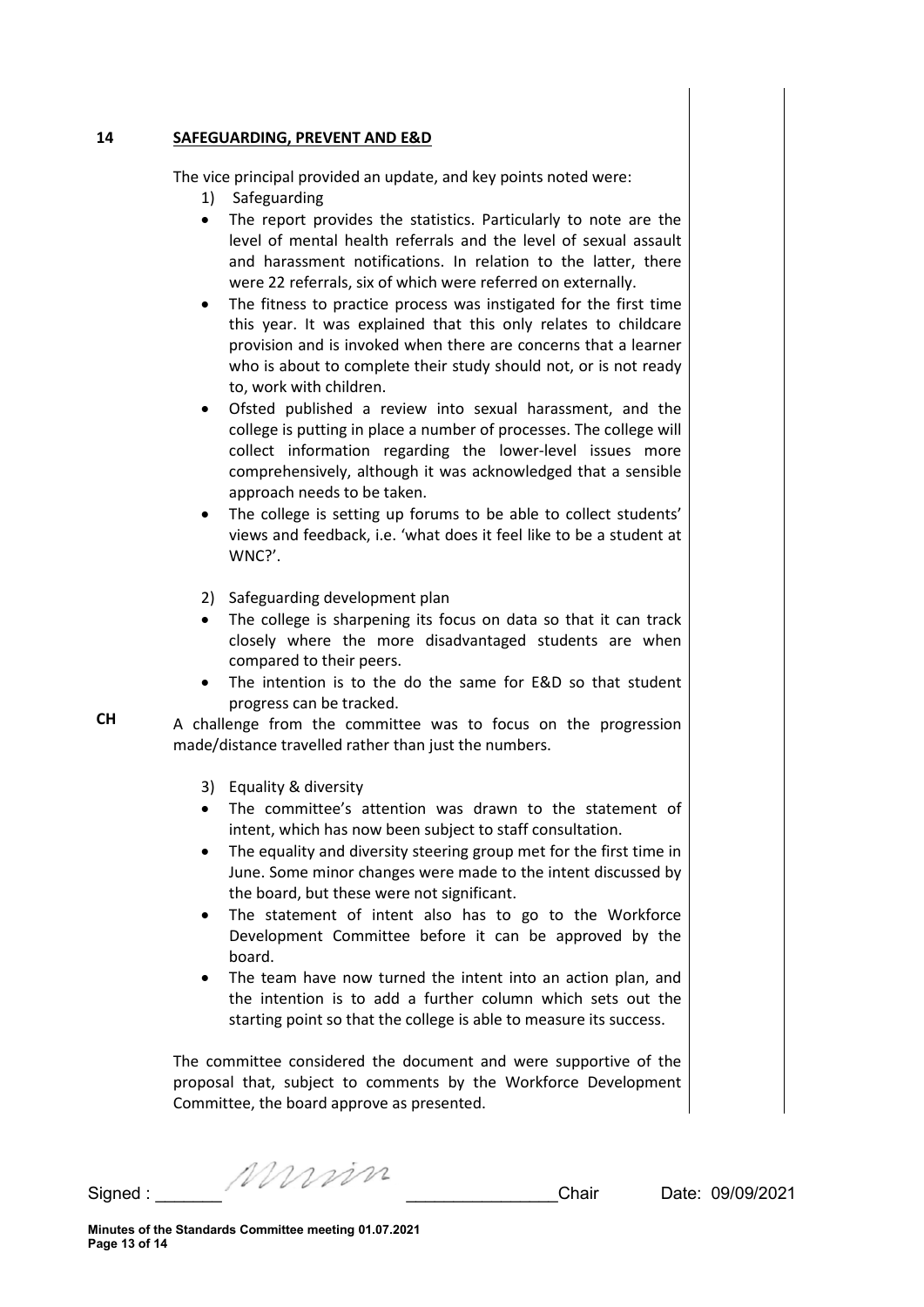## 14 SAFEGUARDING, PREVENT AND E&D

The vice principal provided an update, and key points noted were:

1) Safeguarding

- The report provides the statistics. Particularly to note are the level of mental health referrals and the level of sexual assault and harassment notifications. In relation to the latter, there were 22 referrals, six of which were referred on externally.
- The fitness to practice process was instigated for the first time this year. It was explained that this only relates to childcare provision and is invoked when there are concerns that a learner who is about to complete their study should not, or is not ready to, work with children.
- Ofsted published a review into sexual harassment, and the college is putting in place a number of processes. The college will collect information regarding the lower-level issues more comprehensively, although it was acknowledged that a sensible approach needs to be taken.
- The college is setting up forums to be able to collect students' views and feedback, i.e. 'what does it feel like to be a student at WNC?'.

2) Safeguarding development plan

- The college is sharpening its focus on data so that it can track closely where the more disadvantaged students are when compared to their peers.
- The intention is to the do the same for E&D so that student progress can be tracked.

**CH** A challenge from the committee was to focus on the progression made/distance travelled rather than just the numbers.

3) Equality & diversity

- The committee's attention was drawn to the statement of intent, which has now been subject to staff consultation.
- The equality and diversity steering group met for the first time in June. Some minor changes were made to the intent discussed by the board, but these were not significant.
- The statement of intent also has to go to the Workforce Development Committee before it can be approved by the board.
- The team have now turned the intent into an action plan, and the intention is to add a further column which sets out the starting point so that the college is able to measure its success.

The committee considered the document and were supportive of the proposal that, subject to comments by the Workforce Development Committee, the board approve as presented.

Signed : _______ Mmin _______________Chair Date: 09/09/2021

**Minutes of the Standards Committee meeting 01.07.2021**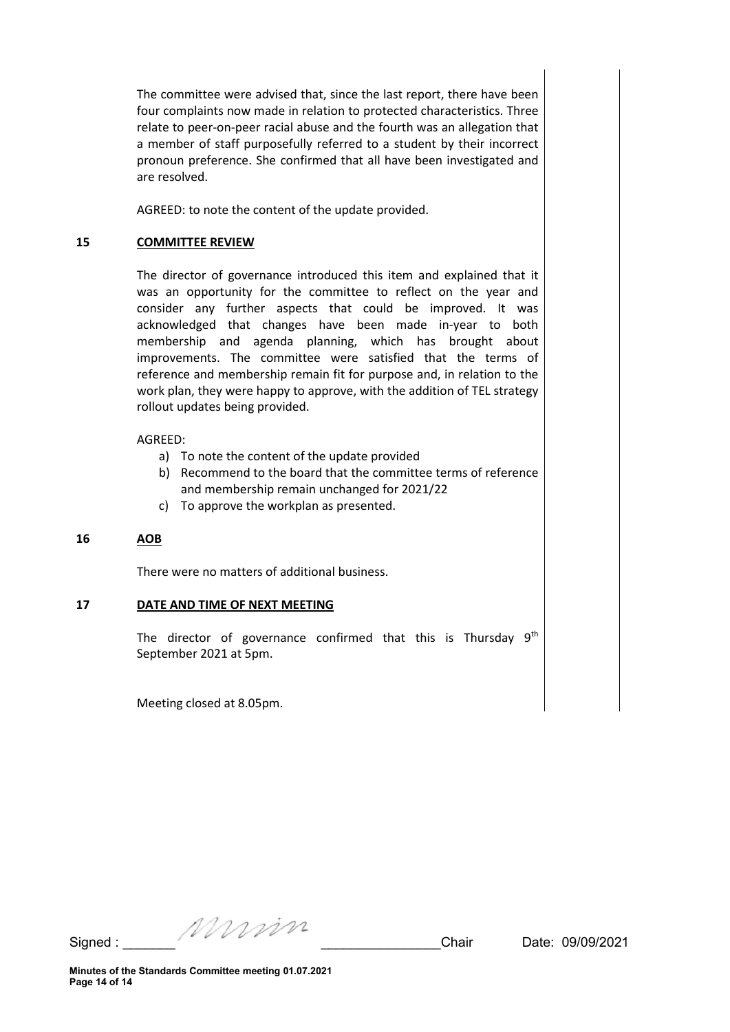The committee were advised that, since the last report, there have been four complaints now made in relation to protected characteristics. Three relate to peer-on-peer racial abuse and the fourth was an allegation that a member of staff purposefully referred to a student by their incorrect pronoun preference. She confirmed that all have been investigated and are resolved.

AGREED: to note the content of the update provided.

## 15 COMMITTEE REVIEW

The director of governance introduced this item and explained that it was an opportunity for the committee to reflect on the year and consider any further aspects that could be improved. It was acknowledged that changes have been made in-year to both membership and agenda planning, which has brought about improvements. The committee were satisfied that the terms of reference and membership remain fit for purpose and, in relation to the work plan, they were happy to approve, with the addition of TEL strategy rollout updates being provided.

AGREED:

a) To note the content of the update provided
b) Recommend to the board that the committee terms of reference and membership remain unchanged for 2021/22
c) To approve the workplan as presented.

## 16 AOB

There were no matters of additional business.

## 17 DATE AND TIME OF NEXT MEETING

The director of governance confirmed that this is Thursday 9th September 2021 at 5pm.

Meeting closed at 8.05pm.

Signed : _______ [signature] _______________Chair Date: 09/09/2021

Minutes of the Standards Committee meeting 01.07.2021